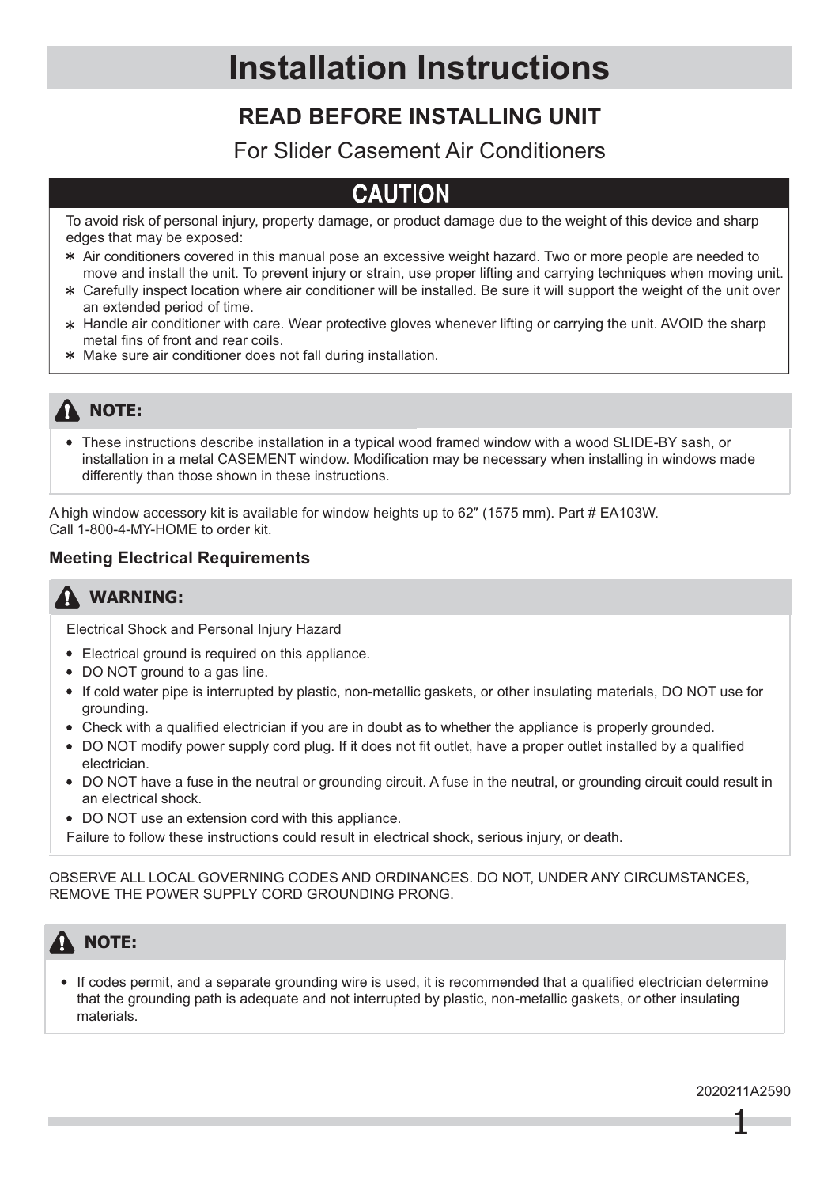# Installation Instructions

## READ BEFORE INSTALLING UNIT

For Slider Casement Air Conditioners

### CAUTION

To avoid risk of personal injury, property damage, or product damage due to the weight of this device and sharp edges that may be exposed:

* Air conditioners covered in this manual pose an excessive weight hazard. Two or more people are needed to move and install the unit. To prevent injury or strain, use proper lifting and carrying techniques when moving unit.
* Carefully inspect location where air conditioner will be installed. Be sure it will support the weight of the unit over an extended period of time.
* Handle air conditioner with care. Wear protective gloves whenever lifting or carrying the unit. AVOID the sharp metal fins of front and rear coils.
* Make sure air conditioner does not fall during installation.

### NOTE:

- These instructions describe installation in a typical wood framed window with a wood SLIDE-BY sash, or installation in a metal CASEMENT window. Modification may be necessary when installing in windows made differently than those shown in these instructions.

A high window accessory kit is available for window heights up to 62″ (1575 mm). Part # EA103W.
Call 1-800-4-MY-HOME to order kit.

### Meeting Electrical Requirements

### WARNING:

Electrical Shock and Personal Injury Hazard

- Electrical ground is required on this appliance.
- DO NOT ground to a gas line.
- If cold water pipe is interrupted by plastic, non-metallic gaskets, or other insulating materials, DO NOT use for grounding.
- Check with a qualified electrician if you are in doubt as to whether the appliance is properly grounded.
- DO NOT modify power supply cord plug. If it does not fit outlet, have a proper outlet installed by a qualified electrician.
- DO NOT have a fuse in the neutral or grounding circuit. A fuse in the neutral, or grounding circuit could result in an electrical shock.
- DO NOT use an extension cord with this appliance.

Failure to follow these instructions could result in electrical shock, serious injury, or death.

OBSERVE ALL LOCAL GOVERNING CODES AND ORDINANCES. DO NOT, UNDER ANY CIRCUMSTANCES, REMOVE THE POWER SUPPLY CORD GROUNDING PRONG.

### NOTE:

- If codes permit, and a separate grounding wire is used, it is recommended that a qualified electrician determine that the grounding path is adequate and not interrupted by plastic, non-metallic gaskets, or other insulating materials.

2020211A2590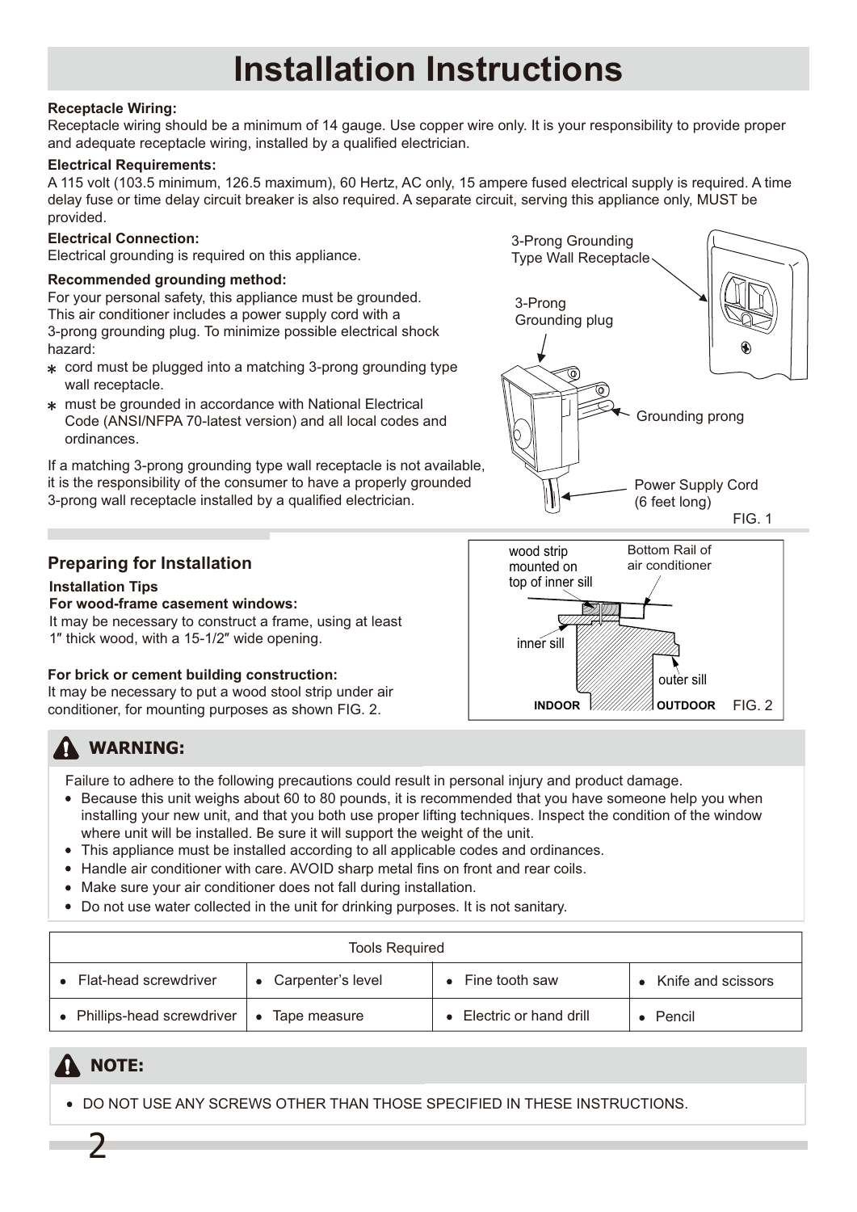# Installation Instructions

**Receptacle Wiring:**
Receptacle wiring should be a minimum of 14 gauge. Use copper wire only. It is your responsibility to provide proper and adequate receptacle wiring, installed by a qualified electrician.

**Electrical Requirements:**
A 115 volt (103.5 minimum, 126.5 maximum), 60 Hertz, AC only, 15 ampere fused electrical supply is required. A time delay fuse or time delay circuit breaker is also required. A separate circuit, serving this appliance only, MUST be provided.

**Electrical Connection:**
Electrical grounding is required on this appliance.

**Recommended grounding method:**
For your personal safety, this appliance must be grounded. This air conditioner includes a power supply cord with a 3-prong grounding plug. To minimize possible electrical shock hazard:

* cord must be plugged into a matching 3-prong grounding type wall receptacle.
* must be grounded in accordance with National Electrical Code (ANSI/NFPA 70-latest version) and all local codes and ordinances.

If a matching 3-prong grounding type wall receptacle is not available, it is the responsibility of the consumer to have a properly grounded 3-prong wall receptacle installed by a qualified electrician.

3-Prong Grounding Type Wall Receptacle

3-Prong Grounding plug

Grounding prong

Power Supply Cord (6 feet long)

FIG. 1

## Preparing for Installation

**Installation Tips**

**For wood-frame casement windows:**
It may be necessary to construct a frame, using at least 1″ thick wood, with a 15-1/2″ wide opening.

**For brick or cement building construction:**
It may be necessary to put a wood stool strip under air conditioner, for mounting purposes as shown FIG. 2.

wood strip mounted on top of inner sill

Bottom Rail of air conditioner

inner sill

outer sill

INDOOR

OUTDOOR

FIG. 2

## WARNING:

Failure to adhere to the following precautions could result in personal injury and product damage.

- Because this unit weighs about 60 to 80 pounds, it is recommended that you have someone help you when installing your new unit, and that you both use proper lifting techniques. Inspect the condition of the window where unit will be installed. Be sure it will support the weight of the unit.
- This appliance must be installed according to all applicable codes and ordinances.
- Handle air conditioner with care. AVOID sharp metal fins on front and rear coils.
- Make sure your air conditioner does not fall during installation.
- Do not use water collected in the unit for drinking purposes. It is not sanitary.

| Tools Required | | | |
|---|---|---|---|
| • Flat-head screwdriver | • Carpenter's level | • Fine tooth saw | • Knife and scissors |
| • Phillips-head screwdriver | • Tape measure | • Electric or hand drill | • Pencil |

## NOTE:

- DO NOT USE ANY SCREWS OTHER THAN THOSE SPECIFIED IN THESE INSTRUCTIONS.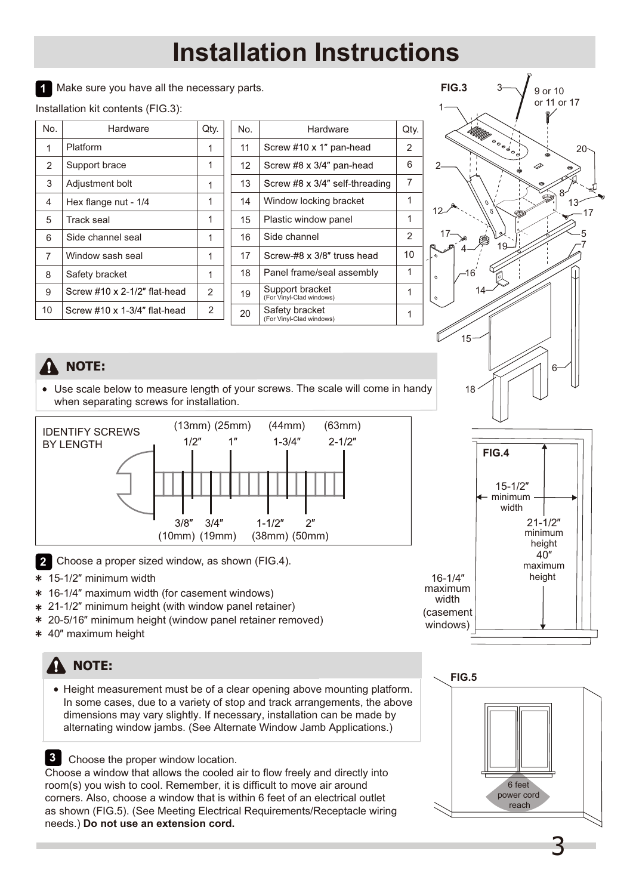# Installation Instructions

**1** Make sure you have all the necessary parts.

Installation kit contents (FIG.3):

| No. | Hardware | Qty. |
|---|---|---|
| 1 | Platform | 1 |
| 2 | Support brace | 1 |
| 3 | Adjustment bolt | 1 |
| 4 | Hex flange nut - 1/4 | 1 |
| 5 | Track seal | 1 |
| 6 | Side channel seal | 1 |
| 7 | Window sash seal | 1 |
| 8 | Safety bracket | 1 |
| 9 | Screw #10 x 2-1/2″ flat-head | 2 |
| 10 | Screw #10 x 1-3/4″ flat-head | 2 |

| No. | Hardware | Qty. |
|---|---|---|
| 11 | Screw #10 x 1″ pan-head | 2 |
| 12 | Screw #8 x 3/4″ pan-head | 6 |
| 13 | Screw #8 x 3/4″ self-threading | 7 |
| 14 | Window locking bracket | 1 |
| 15 | Plastic window panel | 1 |
| 16 | Side channel | 2 |
| 17 | Screw-#8 x 3/8″ truss head | 10 |
| 18 | Panel frame/seal assembly | 1 |
| 19 | Support bracket (For Vinyl-Clad windows) | 1 |
| 20 | Safety bracket (For Vinyl-Clad windows) | 1 |

FIG.3

## NOTE:

- Use scale below to measure length of your screws. The scale will come in handy when separating screws for installation.

IDENTIFY SCREWS BY LENGTH

(13mm) 1/2″ (25mm) 1″ (44mm) 1-3/4″ (63mm) 2-1/2″

3/8″ (10mm) 3/4″ (19mm) 1-1/2″ (38mm) 2″ (50mm)

**2** Choose a proper sized window, as shown (FIG.4).

* 15-1/2″ minimum width
* 16-1/4″ maximum width (for casement windows)
* 21-1/2″ minimum height (with window panel retainer)
* 20-5/16″ minimum height (window panel retainer removed)
* 40″ maximum height

FIG.4

15-1/2″ minimum width; 21-1/2″ minimum height; 40″ maximum height; 16-1/4″ maximum width (casement windows)

## NOTE:

- Height measurement must be of a clear opening above mounting platform. In some cases, due to a variety of stop and track arrangements, the above dimensions may vary slightly. If necessary, installation can be made by alternating window jambs. (See Alternate Window Jamb Applications.)

**3** Choose the proper window location.

Choose a window that allows the cooled air to flow freely and directly into room(s) you wish to cool. Remember, it is difficult to move air around corners. Also, choose a window that is within 6 feet of an electrical outlet as shown (FIG.5). (See Meeting Electrical Requirements/Receptacle wiring needs.) **Do not use an extension cord.**

FIG.5

6 feet power cord reach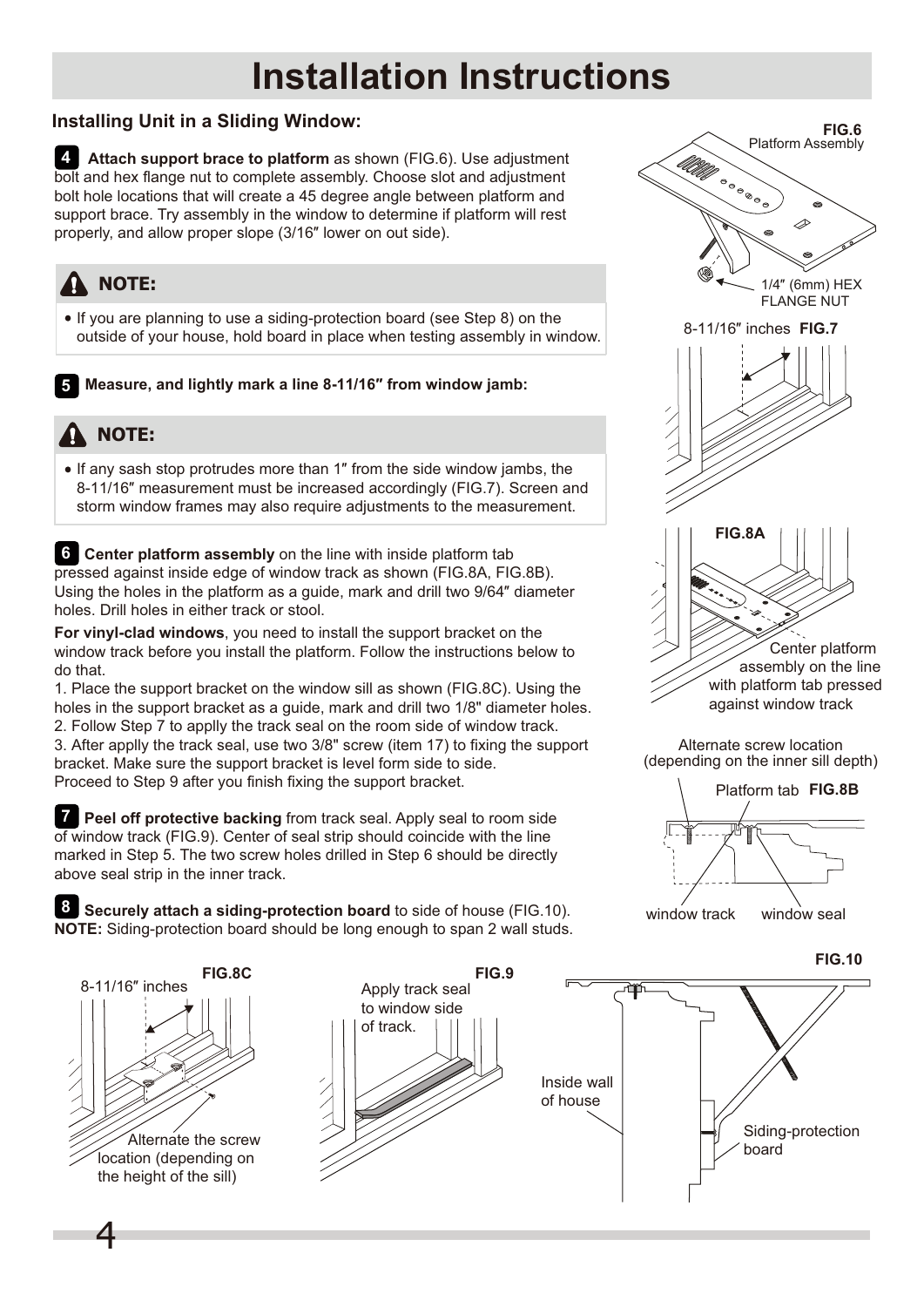# Installation Instructions

## Installing Unit in a Sliding Window:

**4** **Attach support brace to platform** as shown (FIG.6). Use adjustment bolt and hex flange nut to complete assembly. Choose slot and adjustment bolt hole locations that will create a 45 degree angle between platform and support brace. Try assembly in the window to determine if platform will rest properly, and allow proper slope (3/16″ lower on out side).

> **NOTE:**
> - If you are planning to use a siding-protection board (see Step 8) on the outside of your house, hold board in place when testing assembly in window.

**5** **Measure, and lightly mark a line 8-11/16″ from window jamb:**

> **NOTE:**
> - If any sash stop protrudes more than 1″ from the side window jambs, the 8-11/16″ measurement must be increased accordingly (FIG.7). Screen and storm window frames may also require adjustments to the measurement.

**6** **Center platform assembly** on the line with inside platform tab pressed against inside edge of window track as shown (FIG.8A, FIG.8B). Using the holes in the platform as a guide, mark and drill two 9/64″ diameter holes. Drill holes in either track or stool.

**For vinyl-clad windows**, you need to install the support bracket on the window track before you install the platform. Follow the instructions below to do that.

1. Place the support bracket on the window sill as shown (FIG.8C). Using the holes in the support bracket as a guide, mark and drill two 1/8" diameter holes.
2. Follow Step 7 to applly the track seal on the room side of window track.
3. After applly the track seal, use two 3/8" screw (item 17) to fixing the support bracket. Make sure the support bracket is level form side to side.

Proceed to Step 9 after you finish fixing the support bracket.

**7** **Peel off protective backing** from track seal. Apply seal to room side of window track (FIG.9). Center of seal strip should coincide with the line marked in Step 5. The two screw holes drilled in Step 6 should be directly above seal strip in the inner track.

**8** **Securely attach a siding-protection board** to side of house (FIG.10).
**NOTE:** Siding-protection board should be long enough to span 2 wall studs.

FIG.6 Platform Assembly — 1/4″ (6mm) HEX FLANGE NUT

FIG.7 — 8-11/16″ inches

FIG.8A — Center platform assembly on the line with platform tab pressed against window track

FIG.8B — Alternate screw location (depending on the inner sill depth); Platform tab; window track; window seal

FIG.8C — 8-11/16″ inches; Alternate the screw location (depending on the height of the sill)

FIG.9 — Apply track seal to window side of track.

FIG.10 — Inside wall of house; Siding-protection board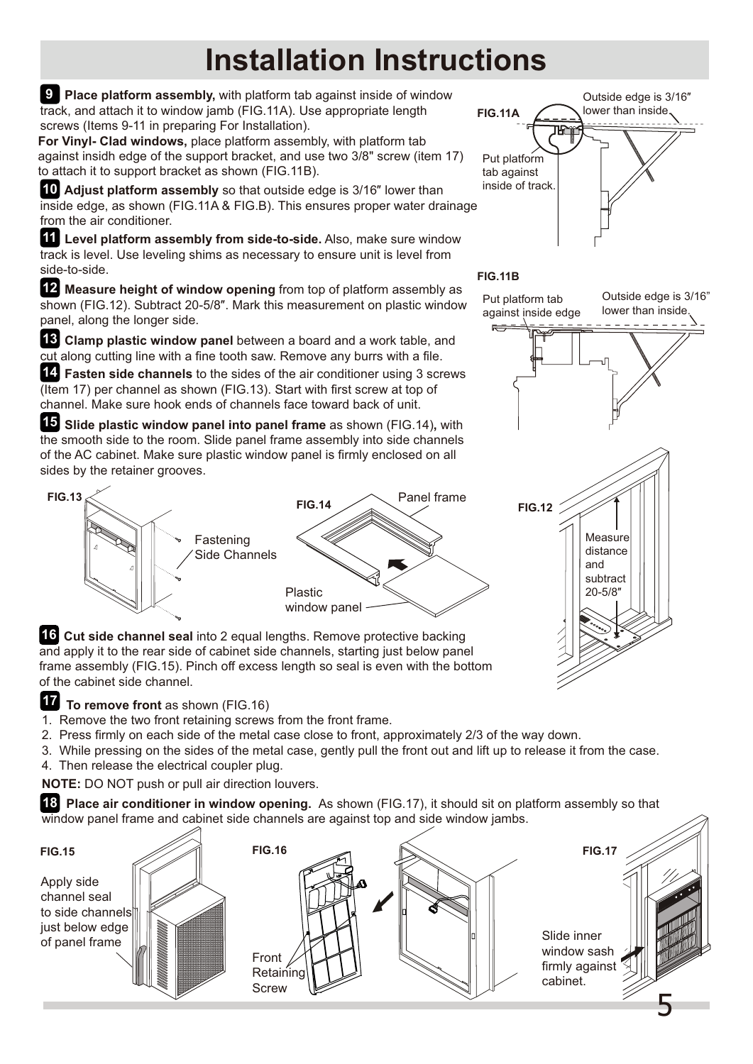# Installation Instructions

**9** **Place platform assembly,** with platform tab against inside of window track, and attach it to window jamb (FIG.11A). Use appropriate length screws (Items 9-11 in preparing For Installation).

**For Vinyl- Clad windows,** place platform assembly, with platform tab against insidh edge of the support bracket, and use two 3/8" screw (item 17) to attach it to support bracket as shown (FIG.11B).

**10** **Adjust platform assembly** so that outside edge is 3/16″ lower than inside edge, as shown (FIG.11A & FIG.B). This ensures proper water drainage from the air conditioner.

**11** **Level platform assembly from side-to-side.** Also, make sure window track is level. Use leveling shims as necessary to ensure unit is level from side-to-side.

**12** **Measure height of window opening** from top of platform assembly as shown (FIG.12). Subtract 20-5/8″. Mark this measurement on plastic window panel, along the longer side.

**13** **Clamp plastic window panel** between a board and a work table, and cut along cutting line with a fine tooth saw. Remove any burrs with a file.

**14** **Fasten side channels** to the sides of the air conditioner using 3 screws (Item 17) per channel as shown (FIG.13). Start with first screw at top of channel. Make sure hook ends of channels face toward back of unit.

**15** **Slide plastic window panel into panel frame** as shown (FIG.14), with the smooth side to the room. Slide panel frame assembly into side channels of the AC cabinet. Make sure plastic window panel is firmly enclosed on all sides by the retainer grooves.

FIG.11A — Outside edge is 3/16″ lower than inside. Put platform tab against inside of track.

FIG.11B — Put platform tab against inside edge. Outside edge is 3/16” lower than inside.

FIG.12 — Measure distance and subtract 20-5/8″

FIG.13 — Fastening Side Channels

FIG.14 — Panel frame; Plastic window panel

**16** **Cut side channel seal** into 2 equal lengths. Remove protective backing and apply it to the rear side of cabinet side channels, starting just below panel frame assembly (FIG.15). Pinch off excess length so seal is even with the bottom of the cabinet side channel.

**17** **To remove front** as shown (FIG.16)

1. Remove the two front retaining screws from the front frame.
2. Press firmly on each side of the metal case close to front, approximately 2/3 of the way down.
3. While pressing on the sides of the metal case, gently pull the front out and lift up to release it from the case.
4. Then release the electrical coupler plug.

**NOTE:** DO NOT push or pull air direction louvers.

**18** **Place air conditioner in window opening.** As shown (FIG.17), it should sit on platform assembly so that window panel frame and cabinet side channels are against top and side window jambs.

FIG.15 — Apply side channel seal to side channels just below edge of panel frame

FIG.16 — Front Retaining Screw

FIG.17 — Slide inner window sash firmly against cabinet.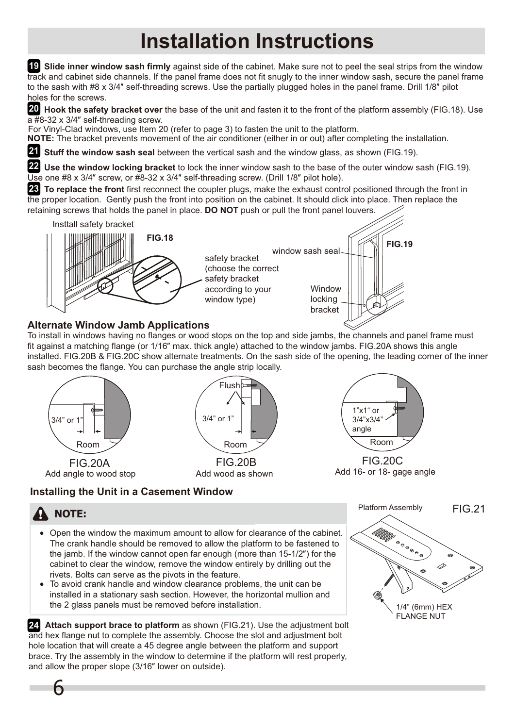# Installation Instructions

**19** **Slide inner window sash firmly** against side of the cabinet. Make sure not to peel the seal strips from the window track and cabinet side channels. If the panel frame does not fit snugly to the inner window sash, secure the panel frame to the sash with #8 x 3/4″ self-threading screws. Use the partially plugged holes in the panel frame. Drill 1/8″ pilot holes for the screws.

**20** **Hook the safety bracket over** the base of the unit and fasten it to the front of the platform assembly (FIG.18). Use a #8-32 x 3/4″ self-threading screw.
For Vinyl-Clad windows, use Item 20 (refer to page 3) to fasten the unit to the platform.
**NOTE:** The bracket prevents movement of the air conditioner (either in or out) after completing the installation.

**21** **Stuff the window sash seal** between the vertical sash and the window glass, as shown (FIG.19).

**22** **Use the window locking bracket** to lock the inner window sash to the base of the outer window sash (FIG.19). Use one #8 x 3/4″ screw, or #8-32 x 3/4″ self-threading screw. (Drill 1/8″ pilot hole).

**23** **To replace the front** first reconnect the coupler plugs, make the exhaust control positioned through the front in the proper location. Gently push the front into position on the cabinet. It should click into place. Then replace the retaining screws that holds the panel in place. **DO NOT** push or pull the front panel louvers.

Insttall safety bracket

**FIG.18**

safety bracket (choose the correct safety bracket according to your window type)

window sash seal

**FIG.19**

Window locking bracket

### Alternate Window Jamb Applications

To install in windows having no flanges or wood stops on the top and side jambs, the channels and panel frame must fit against a matching flange (or 1/16″ max. thick angle) attached to the window jambs. FIG.20A shows this angle installed. FIG.20B & FIG.20C show alternate treatments. On the sash side of the opening, the leading corner of the inner sash becomes the flange. You can purchase the angle strip locally.

3/4” or 1”
Room

FIG.20A
Add angle to wood stop

Flush
3/4” or 1”
Room

FIG.20B
Add wood as shown

1”x1“ or 3/4”x3/4” angle
Room

FIG.20C
Add 16- or 18- gage angle

### Installing the Unit in a Casement Window

**NOTE:**

- Open the window the maximum amount to allow for clearance of the cabinet. The crank handle should be removed to allow the platform to be fastened to the jamb. If the window cannot open far enough (more than 15-1/2″) for the cabinet to clear the window, remove the window entirely by drilling out the rivets. Bolts can serve as the pivots in the feature.
- To avoid crank handle and window clearance problems, the unit can be installed in a stationary sash section. However, the horizontal mullion and the 2 glass panels must be removed before installation.

Platform Assembly

FIG.21

1/4” (6mm) HEX FLANGE NUT

**24** **Attach support brace to platform** as shown (FIG.21). Use the adjustment bolt and hex flange nut to complete the assembly. Choose the slot and adjustment bolt hole location that will create a 45 degree angle between the platform and support brace. Try the assembly in the window to determine if the platform will rest properly, and allow the proper slope (3/16″ lower on outside).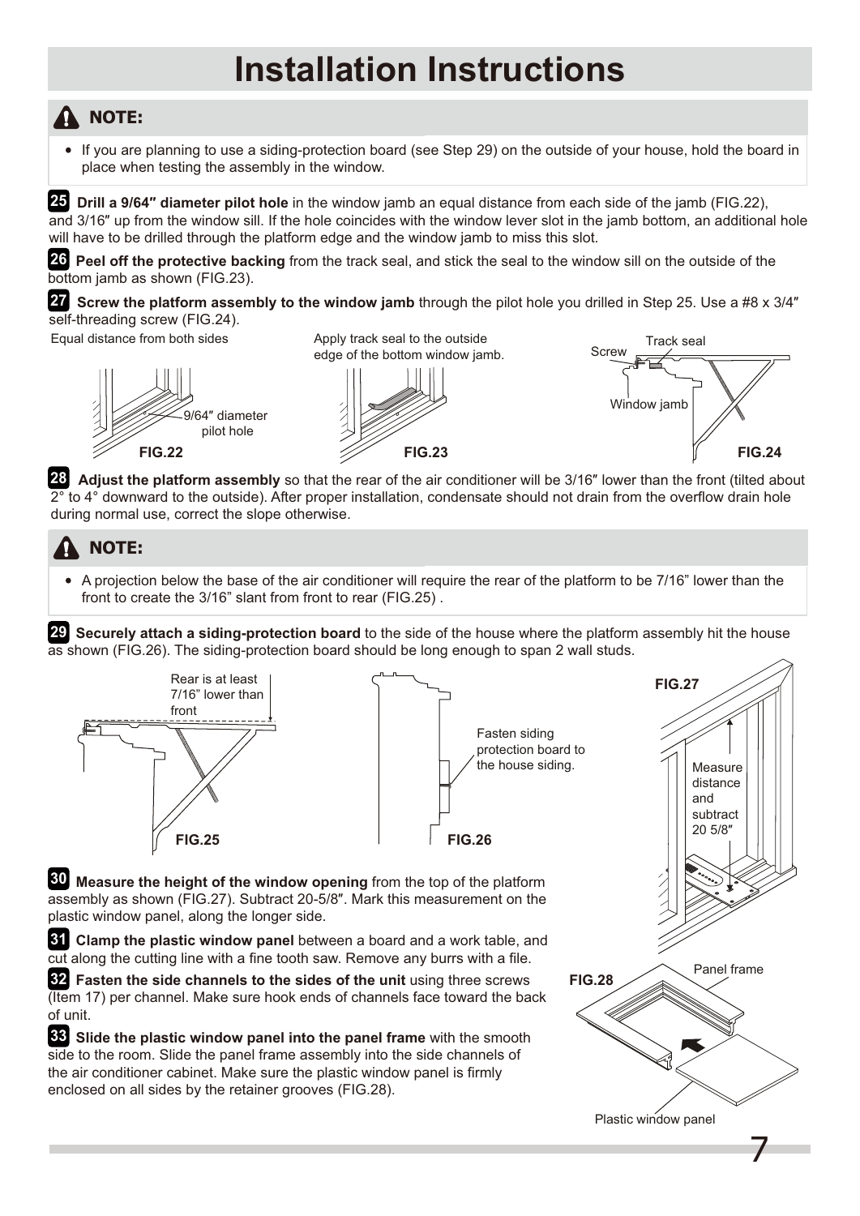# Installation Instructions

## ⚠ NOTE:

- If you are planning to use a siding-protection board (see Step 29) on the outside of your house, hold the board in place when testing the assembly in the window.

**25** **Drill a 9/64″ diameter pilot hole** in the window jamb an equal distance from each side of the jamb (FIG.22), and 3/16″ up from the window sill. If the hole coincides with the window lever slot in the jamb bottom, an additional hole will have to be drilled through the platform edge and the window jamb to miss this slot.

**26** **Peel off the protective backing** from the track seal, and stick the seal to the window sill on the outside of the bottom jamb as shown (FIG.23).

**27** **Screw the platform assembly to the window jamb** through the pilot hole you drilled in Step 25. Use a #8 x 3/4″ self-threading screw (FIG.24).

Equal distance from both sides

9/64″ diameter pilot hole

FIG.22

Apply track seal to the outside edge of the bottom window jamb.

FIG.23

Screw

Track seal

Window jamb

FIG.24

**28** **Adjust the platform assembly** so that the rear of the air conditioner will be 3/16″ lower than the front (tilted about 2° to 4° downward to the outside). After proper installation, condensate should not drain from the overflow drain hole during normal use, correct the slope otherwise.

## ⚠ NOTE:

- A projection below the base of the air conditioner will require the rear of the platform to be 7/16” lower than the front to create the 3/16” slant from front to rear (FIG.25) .

**29** **Securely attach a siding-protection board** to the side of the house where the platform assembly hit the house as shown (FIG.26). The siding-protection board should be long enough to span 2 wall studs.

Rear is at least 7/16” lower than front

FIG.25

Fasten siding protection board to the house siding.

FIG.26

FIG.27

Measure distance and subtract 20 5/8″

**30** **Measure the height of the window opening** from the top of the platform assembly as shown (FIG.27). Subtract 20-5/8″. Mark this measurement on the plastic window panel, along the longer side.

**31** **Clamp the plastic window panel** between a board and a work table, and cut along the cutting line with a fine tooth saw. Remove any burrs with a file.

**32** **Fasten the side channels to the sides of the unit** using three screws (Item 17) per channel. Make sure hook ends of channels face toward the back of unit.

**33** **Slide the plastic window panel into the panel frame** with the smooth side to the room. Slide the panel frame assembly into the side channels of the air conditioner cabinet. Make sure the plastic window panel is firmly enclosed on all sides by the retainer grooves (FIG.28).

FIG.28

Panel frame

Plastic window panel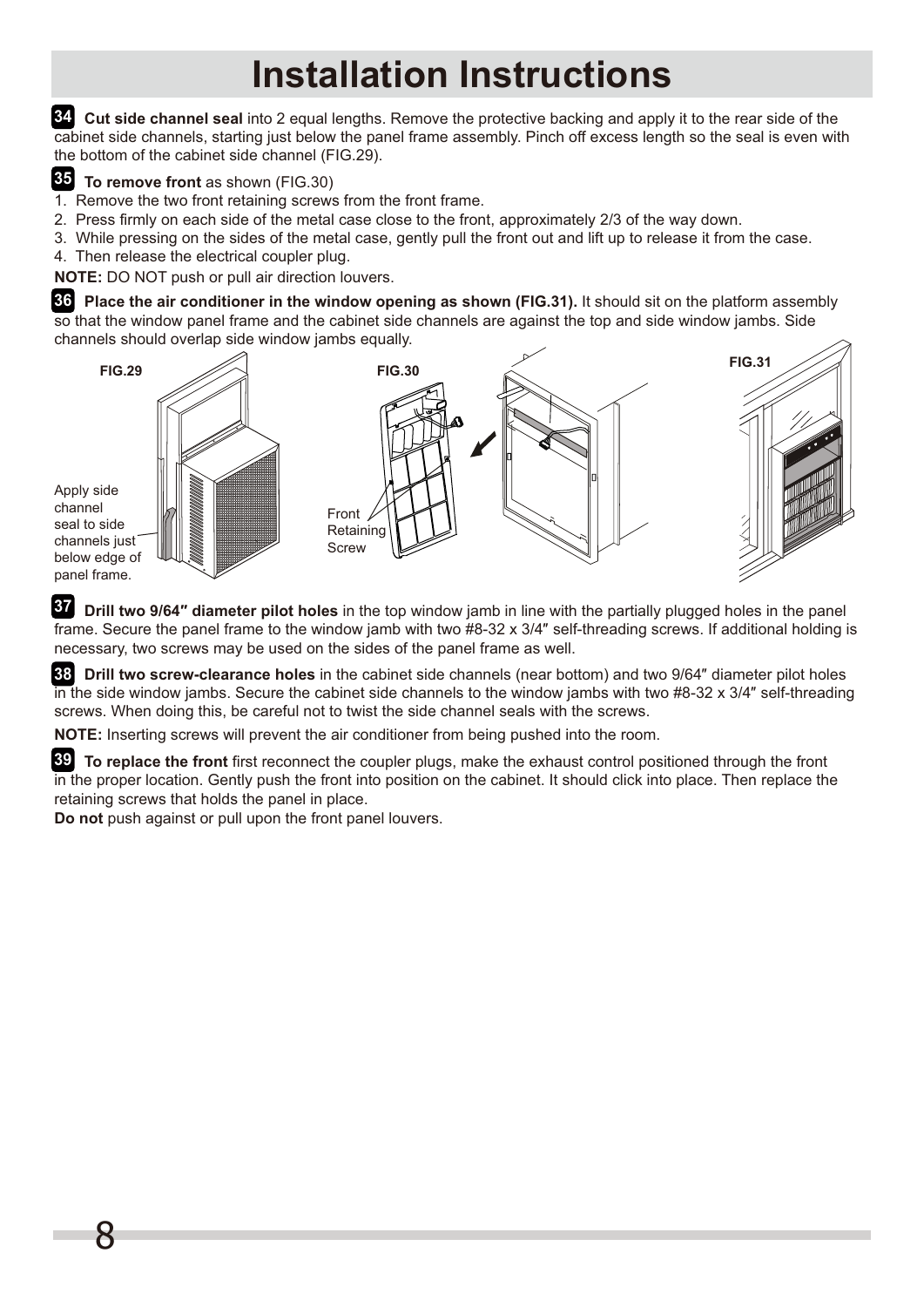# Installation Instructions

**34** **Cut side channel seal** into 2 equal lengths. Remove the protective backing and apply it to the rear side of the cabinet side channels, starting just below the panel frame assembly. Pinch off excess length so the seal is even with the bottom of the cabinet side channel (FIG.29).

**35** **To remove front** as shown (FIG.30)

1. Remove the two front retaining screws from the front frame.
2. Press firmly on each side of the metal case close to the front, approximately 2/3 of the way down.
3. While pressing on the sides of the metal case, gently pull the front out and lift up to release it from the case.
4. Then release the electrical coupler plug.

**NOTE:** DO NOT push or pull air direction louvers.

**36** **Place the air conditioner in the window opening as shown (FIG.31).** It should sit on the platform assembly so that the window panel frame and the cabinet side channels are against the top and side window jambs. Side channels should overlap side window jambs equally.

FIG.29

Apply side channel seal to side channels just below edge of panel frame.

FIG.30

Front Retaining Screw

FIG.31

**37** **Drill two 9/64″ diameter pilot holes** in the top window jamb in line with the partially plugged holes in the panel frame. Secure the panel frame to the window jamb with two #8-32 x 3/4″ self-threading screws. If additional holding is necessary, two screws may be used on the sides of the panel frame as well.

**38** **Drill two screw-clearance holes** in the cabinet side channels (near bottom) and two 9/64″ diameter pilot holes in the side window jambs. Secure the cabinet side channels to the window jambs with two #8-32 x 3/4″ self-threading screws. When doing this, be careful not to twist the side channel seals with the screws.

**NOTE:** Inserting screws will prevent the air conditioner from being pushed into the room.

**39** **To replace the front** first reconnect the coupler plugs, make the exhaust control positioned through the front in the proper location. Gently push the front into position on the cabinet. It should click into place. Then replace the retaining screws that holds the panel in place.

**Do not** push against or pull upon the front panel louvers.